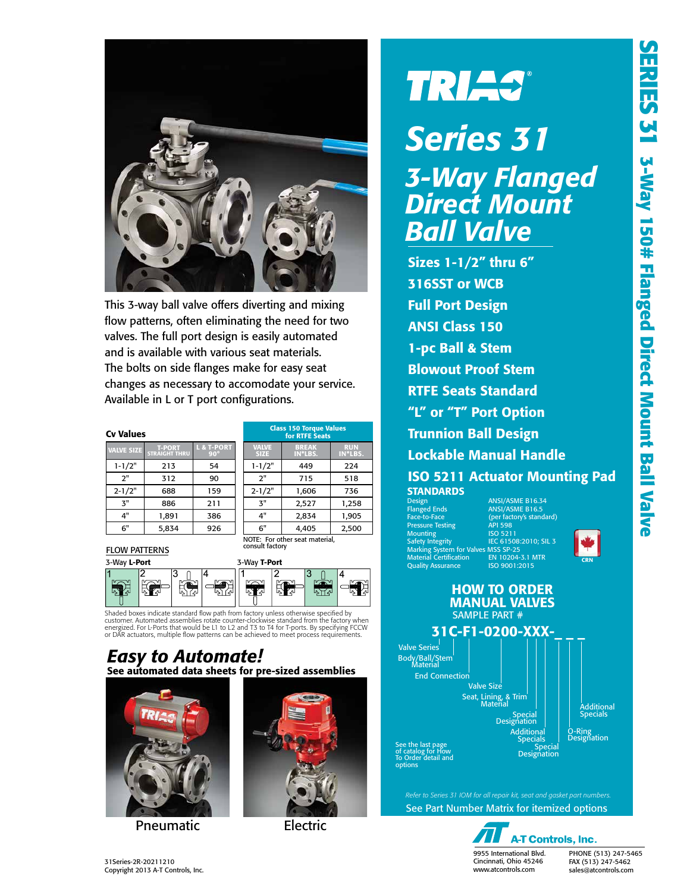# TRIAC®

# Series 31

## 3-Way Flanged Direct Mount Ball Valve

- Sizes 1-1/2" thru 6"
- 316SST or WCB
- Full Port Design
- ANSI Class 150
- 1-pc Ball & Stem
- Blowout Proof Stem
- RTFE Seats Standard
- "L" or "T" Port Option
- Trunnion Ball Design
- Lockable Manual Handle
- ISO 5211 Actuator Mounting Pad

This 3-way ball valve offers diverting and mixing flow patterns, often eliminating the need for two valves. The full port design is easily automated and is available with various seat materials. The bolts on side flanges make for easy seat changes as necessary to accomodate your service. Available in L or T port configurations.

### Cv Values

| VALVE SIZE | T-PORT STRAIGHT THRU | L & T-PORT 90° |
|---|---|---|
| 1-1/2" | 213 | 54 |
| 2" | 312 | 90 |
| 2-1/2" | 688 | 159 |
| 3" | 886 | 211 |
| 4" | 1,891 | 386 |
| 6" | 5,834 | 926 |

### Class 150 Torque Values for RTFE Seats

| VALVE SIZE | BREAK IN*LBS. | RUN IN*LBS. |
|---|---|---|
| 1-1/2" | 449 | 224 |
| 2" | 715 | 518 |
| 2-1/2" | 1,606 | 736 |
| 3" | 2,527 | 1,258 |
| 4" | 2,834 | 1,905 |
| 6" | 4,405 | 2,500 |

NOTE: For other seat material, consult factory

### FLOW PATTERNS

3-Way **L-Port**: 1, 2, 3, 4

3-Way **T-Port**: 1, 2, 3, 4

Shaded boxes indicate standard flow path from factory unless otherwise specified by customer. Automated assemblies rotate counter-clockwise standard from the factory when energized. For L-Ports that would be L1 to L2 and T3 to T4 for T-ports. By specifying FCCW or DAR actuators, multiple flow patterns can be achieved to meet process requirements.

## *Easy to Automate!*

**See automated data sheets for pre-sized assemblies**

Pneumatic

Electric

### STANDARDS

| | |
|---|---|
| Design | ANSI/ASME B16.34 |
| Flanged Ends | ANSI/ASME B16.5 |
| Face-to-Face | (per factory's standard) |
| Pressure Testing | API 598 |
| Mounting | ISO 5211 |
| Safety Integrity | IEC 61508:2010; SIL 3 |
| Marking System for Valves | MSS SP-25 |
| Material Certification | EN 10204-3.1 MTR |
| Quality Assurance | ISO 9001:2015 |

CRN

## HOW TO ORDER MANUAL VALVES

SAMPLE PART #

**31C-F1-0200-XXX-_ _ _**

- Valve Series
- Body/Ball/Stem Material
- End Connection
- Valve Size
- Seat, Lining, & Trim Material
- Special Designation
- Additional Specials
- Special Designation
- O-Ring Designation
- Additional Specials

See the last page of catalog for How To Order detail and options

*Refer to Series 31 IOM for all repair kit, seat and gasket part numbers.*

See Part Number Matrix for itemized options

**A-T Controls, Inc.**
9955 International Blvd.
Cincinnati, Ohio 45246
www.atcontrols.com

PHONE (513) 247-5465
FAX (513) 247-5462
sales@atcontrols.com

31Series-2R-20211210
Copyright 2013 A-T Controls, Inc.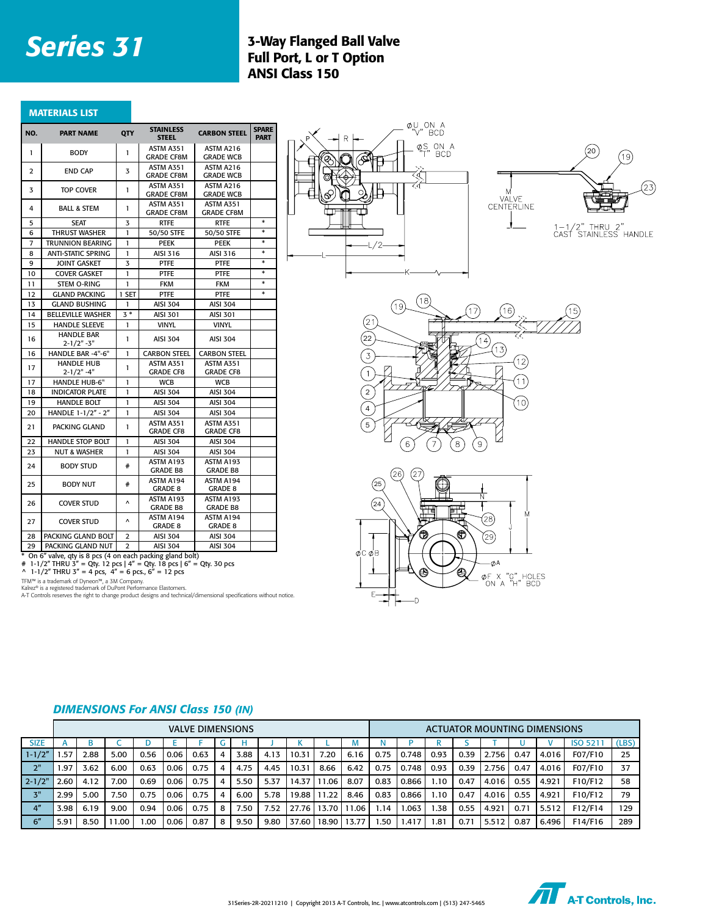# Series 31

## 3-Way Flanged Ball Valve
## Full Port, L or T Option
## ANSI Class 150

### MATERIALS LIST

| NO. | PART NAME | QTY | STAINLESS STEEL | CARBON STEEL | SPARE PART |
|---|---|---|---|---|---|
| 1 | BODY | 1 | ASTM A351 GRADE CF8M | ASTM A216 GRADE WCB | |
| 2 | END CAP | 3 | ASTM A351 GRADE CF8M | ASTM A216 GRADE WCB | |
| 3 | TOP COVER | 1 | ASTM A351 GRADE CF8M | ASTM A216 GRADE WCB | |
| 4 | BALL & STEM | 1 | ASTM A351 GRADE CF8M | ASTM A351 GRADE CF8M | |
| 5 | SEAT | 3 | RTFE | RTFE | * |
| 6 | THRUST WASHER | 1 | 50/50 STFE | 50/50 STFE | * |
| 7 | TRUNNION BEARING | 1 | PEEK | PEEK | * |
| 8 | ANTI-STATIC SPRING | 1 | AISI 316 | AISI 316 | * |
| 9 | JOINT GASKET | 3 | PTFE | PTFE | * |
| 10 | COVER GASKET | 1 | PTFE | PTFE | * |
| 11 | STEM O-RING | 1 | FKM | FKM | * |
| 12 | GLAND PACKING | 1 SET | PTFE | PTFE | * |
| 13 | GLAND BUSHING | 1 | AISI 304 | AISI 304 | |
| 14 | BELLEVILLE WASHER | 3 * | AISI 301 | AISI 301 | |
| 15 | HANDLE SLEEVE | 1 | VINYL | VINYL | |
| 16 | HANDLE BAR 2-1/2"-3" | 1 | AISI 304 | AISI 304 | |
| 16 | HANDLE BAR -4"-6" | 1 | CARBON STEEL | CARBON STEEL | |
| 17 | HANDLE HUB 2-1/2" -4" | 1 | ASTM A351 GRADE CF8 | ASTM A351 GRADE CF8 | |
| 17 | HANDLE HUB-6" | 1 | WCB | WCB | |
| 18 | INDICATOR PLATE | 1 | AISI 304 | AISI 304 | |
| 19 | HANDLE BOLT | 1 | AISI 304 | AISI 304 | |
| 20 | HANDLE 1-1/2" - 2" | 1 | AISI 304 | AISI 304 | |
| 21 | PACKING GLAND | 1 | ASTM A351 GRADE CF8 | ASTM A351 GRADE CF8 | |
| 22 | HANDLE STOP BOLT | 1 | AISI 304 | AISI 304 | |
| 23 | NUT & WASHER | 1 | AISI 304 | AISI 304 | |
| 24 | BODY STUD | # | ASTM A193 GRADE B8 | ASTM A193 GRADE B8 | |
| 25 | BODY NUT | # | ASTM A194 GRADE 8 | ASTM A194 GRADE 8 | |
| 26 | COVER STUD | ^ | ASTM A193 GRADE B8 | ASTM A193 GRADE B8 | |
| 27 | COVER STUD | ^ | ASTM A194 GRADE 8 | ASTM A194 GRADE 8 | |
| 28 | PACKING GLAND BOLT | 2 | AISI 304 | AISI 304 | |
| 29 | PACKING GLAND NUT | 2 | AISI 304 | AISI 304 | |

\* On 6" valve, qty is 8 pcs (4 on each packing gland bolt)
\# 1-1/2" THRU 3" = Qty. 12 pcs | 4" = Qty. 18 pcs | 6" = Qty. 30 pcs
^ 1-1/2" THRU 3" = 4 pcs, 4" = 6 pcs., 6" = 12 pcs

TFM™ is a trademark of Dyneon™, a 3M Company.
Kalrez® is a registered trademark of DuPont Performance Elastomers.
A-T Controls reserves the right to change product designs and technical/dimensional specifications without notice.

1-1/2" THRU 2" CAST STAINLESS HANDLE

### DIMENSIONS For ANSI Class 150 (IN)

| | VALVE DIMENSIONS | | | | | | | | | | | | ACTUATOR MOUNTING DIMENSIONS | | | | | | | | | |
|---|---|---|---|---|---|---|---|---|---|---|---|---|---|---|---|---|---|---|---|---|---|---|
| SIZE | A | B | C | D | E | F | G | H | J | K | L | M | N | P | R | S | T | U | V | ISO 5211 | (LBS) |
| 1-1/2" | 1.57 | 2.88 | 5.00 | 0.56 | 0.06 | 0.63 | 4 | 3.88 | 4.13 | 10.31 | 7.20 | 6.16 | 0.75 | 0.748 | 0.93 | 0.39 | 2.756 | 0.47 | 4.016 | F07/F10 | 25 |
| 2" | 1.97 | 3.62 | 6.00 | 0.63 | 0.06 | 0.75 | 4 | 4.75 | 4.45 | 10.31 | 8.66 | 6.42 | 0.75 | 0.748 | 0.93 | 0.39 | 2.756 | 0.47 | 4.016 | F07/F10 | 37 |
| 2-1/2" | 2.60 | 4.12 | 7.00 | 0.69 | 0.06 | 0.75 | 4 | 5.50 | 5.37 | 14.37 | 11.06 | 8.07 | 0.83 | 0.866 | 1.10 | 0.47 | 4.016 | 0.55 | 4.921 | F10/F12 | 58 |
| 3" | 2.99 | 5.00 | 7.50 | 0.75 | 0.06 | 0.75 | 4 | 6.00 | 5.78 | 19.88 | 11.22 | 8.46 | 0.83 | 0.866 | 1.10 | 0.47 | 4.016 | 0.55 | 4.921 | F10/F12 | 79 |
| 4" | 3.98 | 6.19 | 9.00 | 0.94 | 0.06 | 0.75 | 8 | 7.50 | 7.52 | 27.76 | 13.70 | 11.06 | 1.14 | 1.063 | 1.38 | 0.55 | 4.921 | 0.71 | 5.512 | F12/F14 | 129 |
| 6" | 5.91 | 8.50 | 11.00 | 1.00 | 0.06 | 0.87 | 8 | 9.50 | 9.80 | 37.60 | 18.90 | 13.77 | 1.50 | 1.417 | 1.81 | 0.71 | 5.512 | 0.87 | 6.496 | F14/F16 | 289 |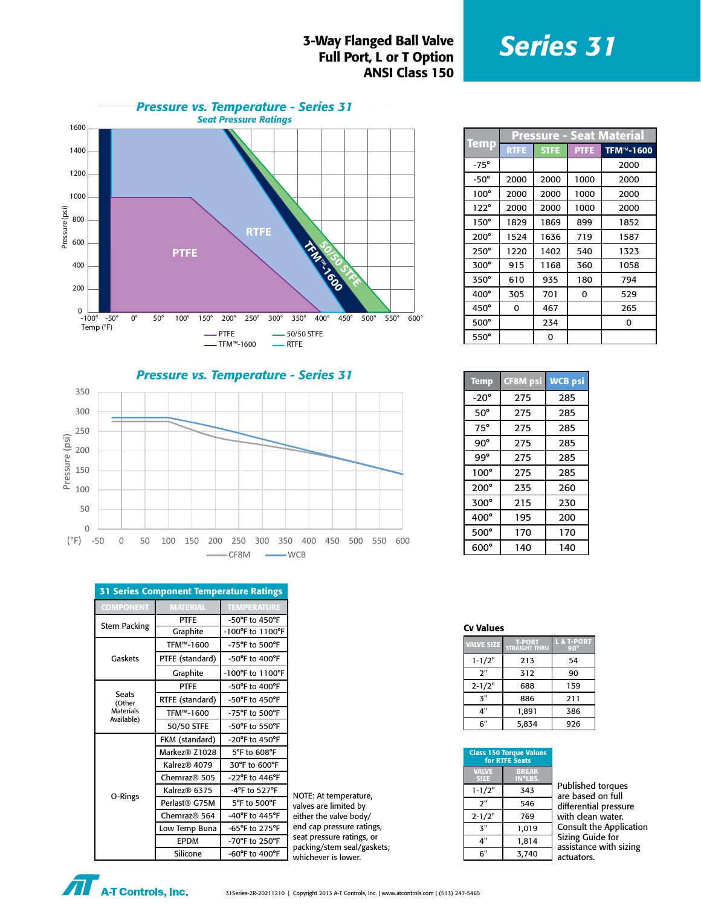# Series 31

## 3-Way Flanged Ball Valve
## Full Port, L or T Option
## ANSI Class 150

### Pressure vs. Temperature - Series 31

Seat Pressure Ratings

| Temp | Pressure - Seat Material | | | |
|---|---|---|---|---|
| | RTFE | STFE | PTFE | TFM™-1600 |
| -75° | | | | 2000 |
| -50° | 2000 | 2000 | 1000 | 2000 |
| 100° | 2000 | 2000 | 1000 | 2000 |
| 122° | 2000 | 2000 | 1000 | 2000 |
| 150° | 1829 | 1869 | 899 | 1852 |
| 200° | 1524 | 1636 | 719 | 1587 |
| 250° | 1220 | 1402 | 540 | 1323 |
| 300° | 915 | 1168 | 360 | 1058 |
| 350° | 610 | 935 | 180 | 794 |
| 400° | 305 | 701 | 0 | 529 |
| 450° | 0 | 467 | | 265 |
| 500° | | 234 | | 0 |
| 550° | | 0 | | |

### Pressure vs. Temperature - Series 31

| Temp | CF8M psi | WCB psi |
|---|---|---|
| -20° | 275 | 285 |
| 50° | 275 | 285 |
| 75° | 275 | 285 |
| 90° | 275 | 285 |
| 99° | 275 | 285 |
| 100° | 275 | 285 |
| 200° | 235 | 260 |
| 300° | 215 | 230 |
| 400° | 195 | 200 |
| 500° | 170 | 170 |
| 600° | 140 | 140 |

### 31 Series Component Temperature Ratings

| COMPONENT | MATERIAL | TEMPERATURE |
|---|---|---|
| Stem Packing | PTFE | -50°F to 450°F |
| | Graphite | -100°F to 1100°F |
| Gaskets | TFM™-1600 | -75°F to 500°F |
| | PTFE (standard) | -50°F to 400°F |
| | Graphite | -100°F to 1100°F |
| Seats (Other Materials Available) | PTFE | -50°F to 400°F |
| | RTFE (standard) | -50°F to 450°F |
| | TFM™-1600 | -75°F to 500°F |
| | 50/50 STFE | -50°F to 550°F |
| O-Rings | FKM (standard) | -20°F to 450°F |
| | Markez® Z1028 | 5°F to 608°F |
| | Kalrez® 4079 | 30°F to 600°F |
| | Chemraz® 505 | -22°F to 446°F |
| | Kalrez® 6375 | -4°F to 527°F |
| | Perlast® G75M | 5°F to 500°F |
| | Chemraz® 564 | -40°F to 445°F |
| | Low Temp Buna | -65°F to 275°F |
| | EPDM | -70°F to 250°F |
| | Silicone | -60°F to 400°F |

NOTE: At temperature, valves are limited by either the valve body/end cap pressure ratings, seat pressure ratings, or packing/stem seal/gaskets; whichever is lower.

### Cv Values

| VALVE SIZE | T-PORT STRAIGHT THRU | L & T-PORT 90° |
|---|---|---|
| 1-1/2" | 213 | 54 |
| 2" | 312 | 90 |
| 2-1/2" | 688 | 159 |
| 3" | 886 | 211 |
| 4" | 1,891 | 386 |
| 6" | 5,834 | 926 |

### Class 150 Torque Values for RTFE Seats

| VALVE SIZE | BREAK IN*LBS. |
|---|---|
| 1-1/2" | 343 |
| 2" | 546 |
| 2-1/2" | 769 |
| 3" | 1,019 |
| 4" | 1,814 |
| 6" | 3,740 |

Published torques are based on full differential pressure with clean water. Consult the Application Sizing Guide for assistance with sizing actuators.

A-T Controls, Inc.

31Series-2R-20211210 | Copyright 2013 A-T Controls, Inc. | www.atcontrols.com | (513) 247-5465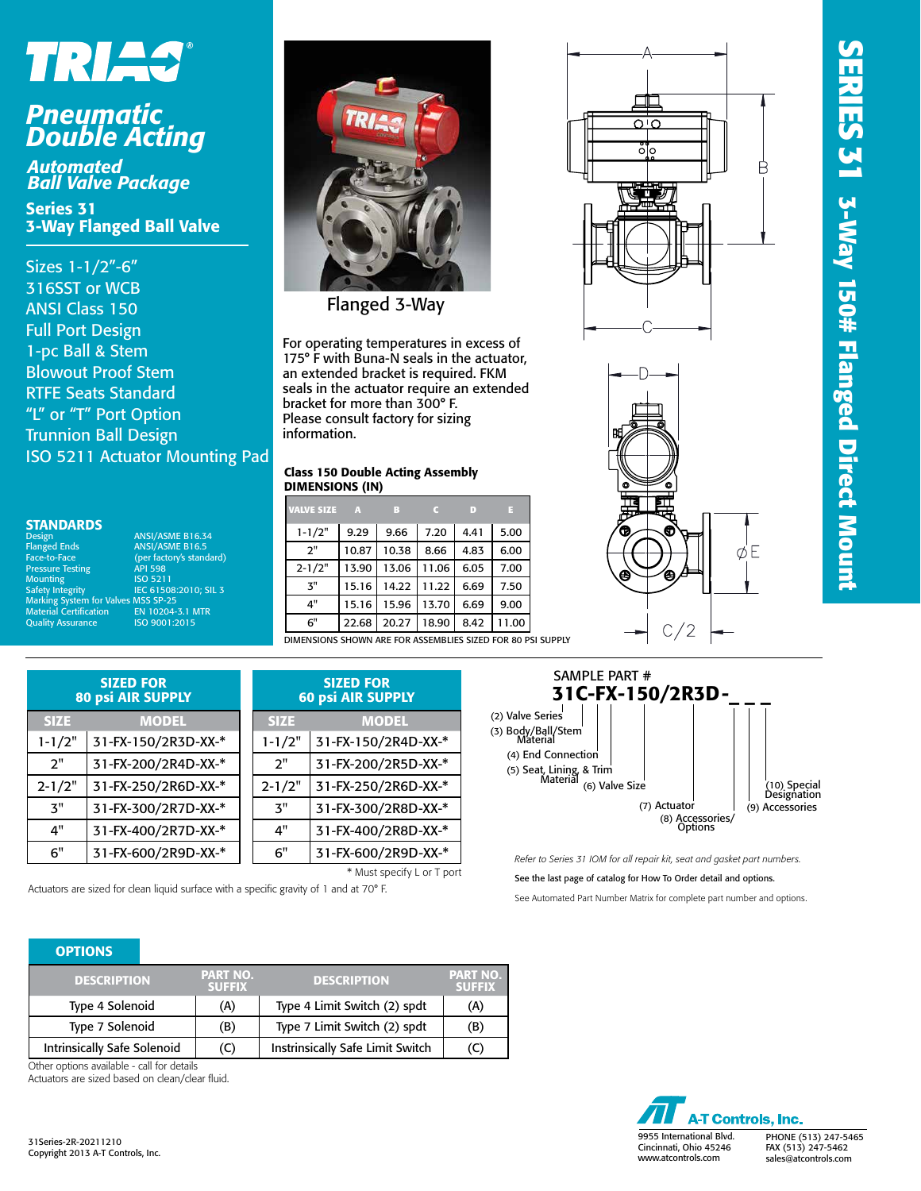# TRIAC

## Pneumatic Double Acting

### Automated Ball Valve Package

### Series 31 3-Way Flanged Ball Valve

- Sizes 1-1/2"-6"
- 316SST or WCB
- ANSI Class 150
- Full Port Design
- 1-pc Ball & Stem
- Blowout Proof Stem
- RTFE Seats Standard
- "L" or "T" Port Option
- Trunnion Ball Design
- ISO 5211 Actuator Mounting Pad

### STANDARDS

| | |
|---|---|
| Design | ANSI/ASME B16.34 |
| Flanged Ends | ANSI/ASME B16.5 |
| Face-to-Face | (per factory's standard) |
| Pressure Testing | API 598 |
| Mounting | ISO 5211 |
| Safety Integrity | IEC 61508:2010; SIL 3 |
| Marking System for Valves | MSS SP-25 |
| Material Certification | EN 10204-3.1 MTR |
| Quality Assurance | ISO 9001:2015 |

Flanged 3-Way

For operating temperatures in excess of 175° F with Buna-N seals in the actuator, an extended bracket is required. FKM seals in the actuator require an extended bracket for more than 300° F. Please consult factory for sizing information.

**Class 150 Double Acting Assembly DIMENSIONS (IN)**

| VALVE SIZE | A | B | C | D | E |
|---|---|---|---|---|---|
| 1-1/2" | 9.29 | 9.66 | 7.20 | 4.41 | 5.00 |
| 2" | 10.87 | 10.38 | 8.66 | 4.83 | 6.00 |
| 2-1/2" | 13.90 | 13.06 | 11.06 | 6.05 | 7.00 |
| 3" | 15.16 | 14.22 | 11.22 | 6.69 | 7.50 |
| 4" | 15.16 | 15.96 | 13.70 | 6.69 | 9.00 |
| 6" | 22.68 | 20.27 | 18.90 | 8.42 | 11.00 |

DIMENSIONS SHOWN ARE FOR ASSEMBLIES SIZED FOR 80 PSI SUPPLY

**SERIES 31 3-Way 150# Flanged Direct Mount**

| SIZED FOR 80 psi AIR SUPPLY | |
|---|---|
| **SIZE** | **MODEL** |
| 1-1/2" | 31-FX-150/2R3D-XX-* |
| 2" | 31-FX-200/2R4D-XX-* |
| 2-1/2" | 31-FX-250/2R6D-XX-* |
| 3" | 31-FX-300/2R7D-XX-* |
| 4" | 31-FX-400/2R7D-XX-* |
| 6" | 31-FX-600/2R9D-XX-* |

| SIZED FOR 60 psi AIR SUPPLY | |
|---|---|
| **SIZE** | **MODEL** |
| 1-1/2" | 31-FX-150/2R4D-XX-* |
| 2" | 31-FX-200/2R5D-XX-* |
| 2-1/2" | 31-FX-250/2R6D-XX-* |
| 3" | 31-FX-300/2R8D-XX-* |
| 4" | 31-FX-400/2R8D-XX-* |
| 6" | 31-FX-600/2R9D-XX-* |

\* Must specify L or T port

Actuators are sized for clean liquid surface with a specific gravity of 1 and at 70° F.

SAMPLE PART #
**31C-FX-150/2R3D-_ _ _**

(2) Valve Series
(3) Body/Ball/Stem Material
(4) End Connection
(5) Seat, Lining, & Trim Material
(6) Valve Size
(7) Actuator
(8) Accessories/ Options
(9) Accessories
(10) Special Designation

*Refer to Series 31 IOM for all repair kit, seat and gasket part numbers.*

See the last page of catalog for How To Order detail and options.

See Automated Part Number Matrix for complete part number and options.

### OPTIONS

| DESCRIPTION | PART NO. SUFFIX | DESCRIPTION | PART NO. SUFFIX |
|---|---|---|---|
| Type 4 Solenoid | (A) | Type 4 Limit Switch (2) spdt | (A) |
| Type 7 Solenoid | (B) | Type 7 Limit Switch (2) spdt | (B) |
| Intrinsically Safe Solenoid | (C) | Instrinsically Safe Limit Switch | (C) |

Other options available - call for details
Actuators are sized based on clean/clear fluid.

31Series-2R-20211210
Copyright 2013 A-T Controls, Inc.

**A-T Controls, Inc.**
9955 International Blvd.
Cincinnati, Ohio 45246
www.atcontrols.com
PHONE (513) 247-5465
FAX (513) 247-5462
sales@atcontrols.com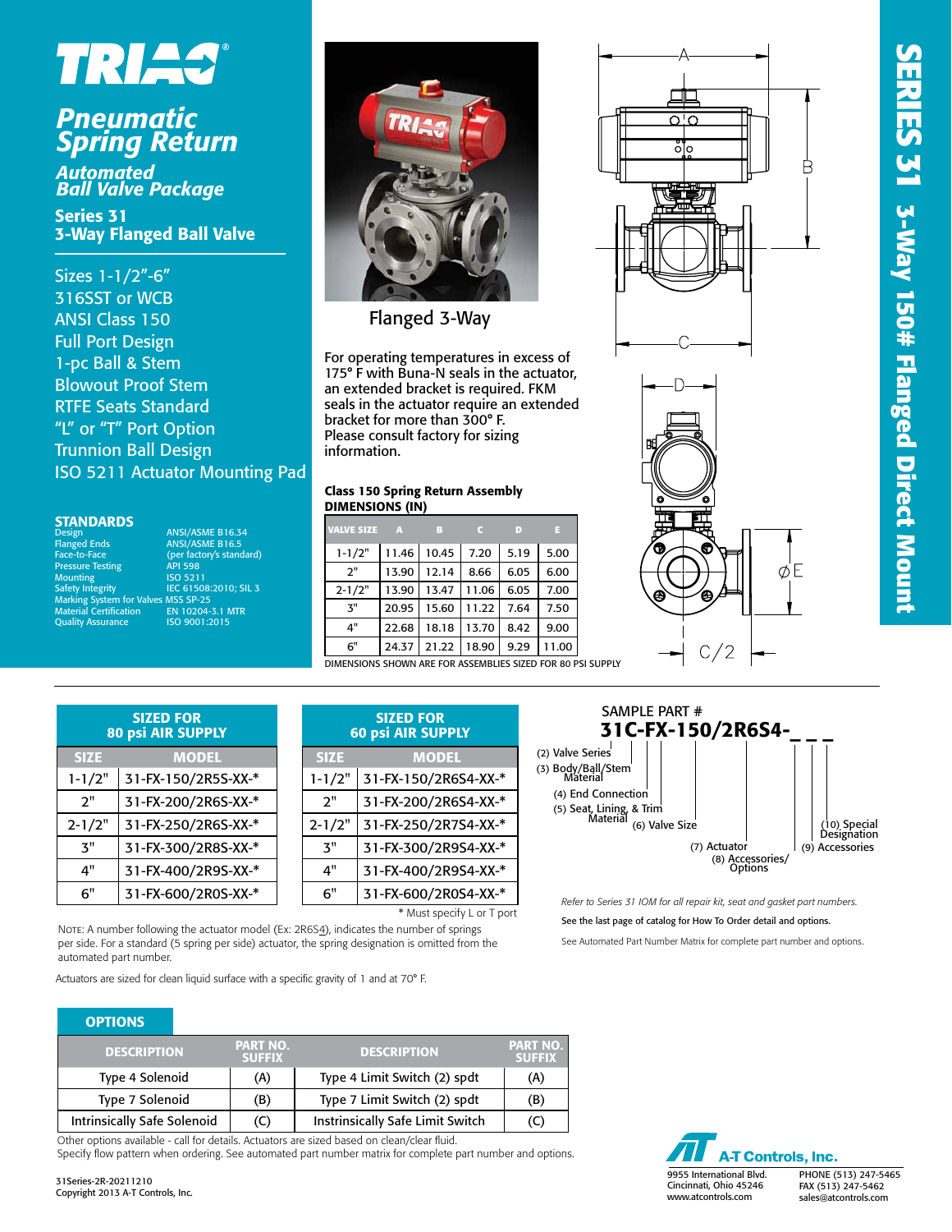# TRIAC

## Pneumatic Spring Return

### Automated Ball Valve Package

### Series 31 3-Way Flanged Ball Valve

- Sizes 1-1/2"-6"
- 316SST or WCB
- ANSI Class 150
- Full Port Design
- 1-pc Ball & Stem
- Blowout Proof Stem
- RTFE Seats Standard
- "L" or "T" Port Option
- Trunnion Ball Design
- ISO 5211 Actuator Mounting Pad

### STANDARDS

| | |
|---|---|
| Design | ANSI/ASME B16.34 |
| Flanged Ends | ANSI/ASME B16.5 |
| Face-to-Face | (per factory's standard) |
| Pressure Testing | API 598 |
| Mounting | ISO 5211 |
| Safety Integrity | IEC 61508:2010; SIL 3 |
| Marking System for Valves | MSS SP-25 |
| Material Certification | EN 10204-3.1 MTR |
| Quality Assurance | ISO 9001:2015 |

Flanged 3-Way

For operating temperatures in excess of 175° F with Buna-N seals in the actuator, an extended bracket is required. FKM seals in the actuator require an extended bracket for more than 300° F.
Please consult factory for sizing information.

**Class 150 Spring Return Assembly**
**DIMENSIONS (IN)**

| VALVE SIZE | A | B | C | D | E |
|---|---|---|---|---|---|
| 1-1/2" | 11.46 | 10.45 | 7.20 | 5.19 | 5.00 |
| 2" | 13.90 | 12.14 | 8.66 | 6.05 | 6.00 |
| 2-1/2" | 13.90 | 13.47 | 11.06 | 6.05 | 7.00 |
| 3" | 20.95 | 15.60 | 11.22 | 7.64 | 7.50 |
| 4" | 22.68 | 18.18 | 13.70 | 8.42 | 9.00 |
| 6" | 24.37 | 21.22 | 18.90 | 9.29 | 11.00 |

DIMENSIONS SHOWN ARE FOR ASSEMBLIES SIZED FOR 80 PSI SUPPLY

A B C D ØE C/2

# SERIES 31 3-Way 150# Flanged Direct Mount

| SIZED FOR 80 psi AIR SUPPLY | |
|---|---|
| **SIZE** | **MODEL** |
| 1-1/2" | 31-FX-150/2R5S-XX-* |
| 2" | 31-FX-200/2R6S-XX-* |
| 2-1/2" | 31-FX-250/2R6S-XX-* |
| 3" | 31-FX-300/2R8S-XX-* |
| 4" | 31-FX-400/2R9S-XX-* |
| 6" | 31-FX-600/2R0S-XX-* |

| SIZED FOR 60 psi AIR SUPPLY | |
|---|---|
| **SIZE** | **MODEL** |
| 1-1/2" | 31-FX-150/2R6S4-XX-* |
| 2" | 31-FX-200/2R6S4-XX-* |
| 2-1/2" | 31-FX-250/2R7S4-XX-* |
| 3" | 31-FX-300/2R9S4-XX-* |
| 4" | 31-FX-400/2R9S4-XX-* |
| 6" | 31-FX-600/2R0S4-XX-* |

\* Must specify L or T port

NOTE: A number following the actuator model (Ex: 2R6S4), indicates the number of springs per side. For a standard (5 spring per side) actuator, the spring designation is omitted from the automated part number.

Actuators are sized for clean liquid surface with a specific gravity of 1 and at 70° F.

SAMPLE PART #
**31C-FX-150/2R6S4-_ _ _**

(2) Valve Series
(3) Body/Ball/Stem Material
(4) End Connection
(5) Seat, Lining, & Trim Material
(6) Valve Size
(7) Actuator
(8) Accessories/ Options
(9) Accessories
(10) Special Designation

*Refer to Series 31 IOM for all repair kit, seat and gasket part numbers.*

See the last page of catalog for How To Order detail and options.

See Automated Part Number Matrix for complete part number and options.

### OPTIONS

| DESCRIPTION | PART NO. SUFFIX | DESCRIPTION | PART NO. SUFFIX |
|---|---|---|---|
| Type 4 Solenoid | (A) | Type 4 Limit Switch (2) spdt | (A) |
| Type 7 Solenoid | (B) | Type 7 Limit Switch (2) spdt | (B) |
| Intrinsically Safe Solenoid | (C) | Instrinsically Safe Limit Switch | (C) |

Other options available - call for details. Actuators are sized based on clean/clear fluid.
Specify flow pattern when ordering. See automated part number matrix for complete part number and options.

31Series-2R-20211210
Copyright 2013 A-T Controls, Inc.

**A-T Controls, Inc.**
9955 International Blvd.
Cincinnati, Ohio 45246
www.atcontrols.com
PHONE (513) 247-5465
FAX (513) 247-5462
sales@atcontrols.com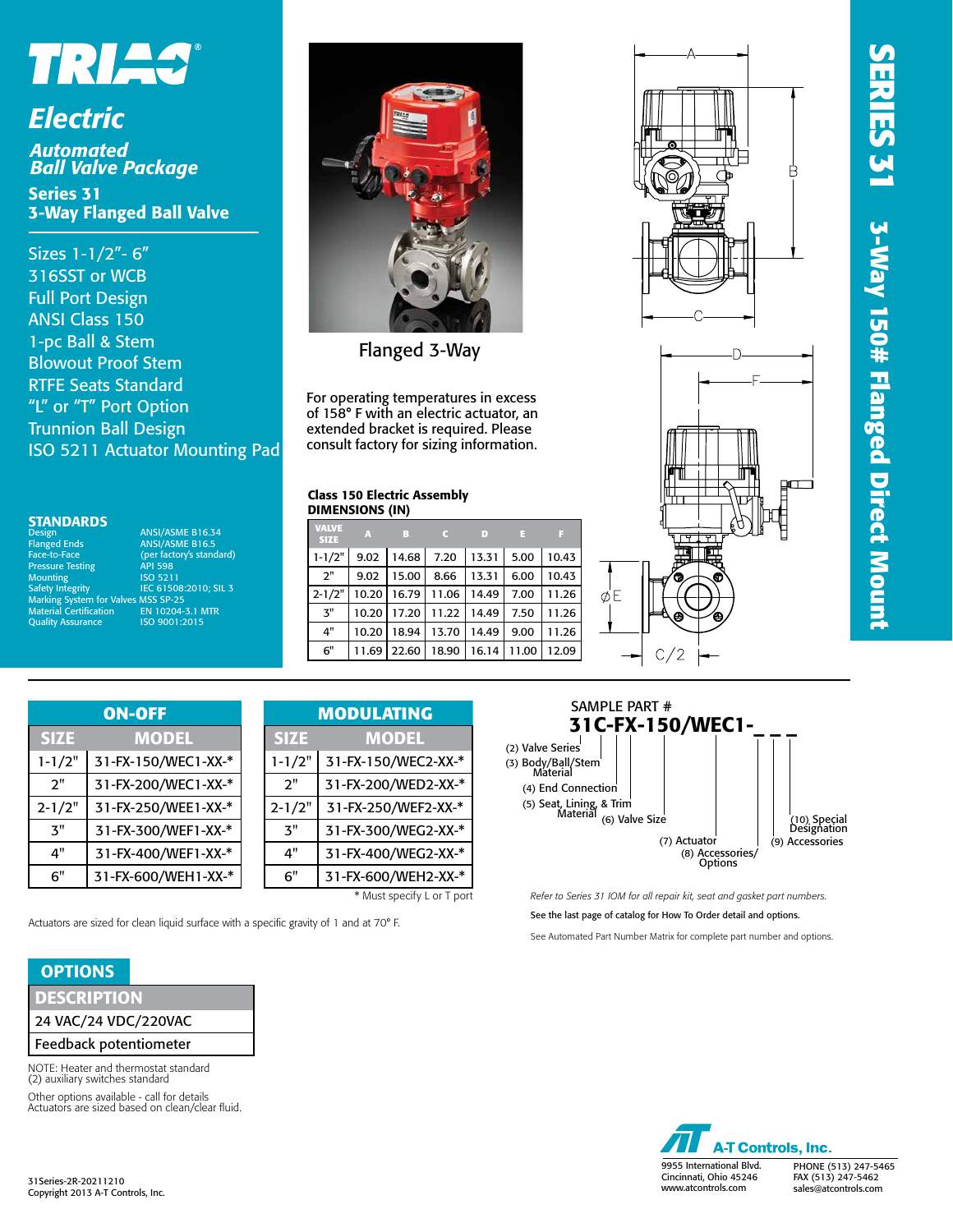# TRIAC

## Electric

### Automated Ball Valve Package

### Series 31 3-Way Flanged Ball Valve

- Sizes 1-1/2"- 6"
- 316SST or WCB
- Full Port Design
- ANSI Class 150
- 1-pc Ball & Stem
- Blowout Proof Stem
- RTFE Seats Standard
- "L" or "T" Port Option
- Trunnion Ball Design
- ISO 5211 Actuator Mounting Pad

Flanged 3-Way

For operating temperatures in excess of 158° F with an electric actuator, an extended bracket is required. Please consult factory for sizing information.

## SERIES 31 3-Way 150# Flanged Direct Mount

### STANDARDS

| | |
|---|---|
| Design | ANSI/ASME B16.34 |
| Flanged Ends | ANSI/ASME B16.5 |
| Face-to-Face | (per factory's standard) |
| Pressure Testing | API 598 |
| Mounting | ISO 5211 |
| Safety Integrity | IEC 61508:2010; SIL 3 |
| Marking System for Valves | MSS SP-25 |
| Material Certification | EN 10204-3.1 MTR |
| Quality Assurance | ISO 9001:2015 |

### Class 150 Electric Assembly DIMENSIONS (IN)

| VALVE SIZE | A | B | C | D | E | F |
|---|---|---|---|---|---|---|
| 1-1/2" | 9.02 | 14.68 | 7.20 | 13.31 | 5.00 | 10.43 |
| 2" | 9.02 | 15.00 | 8.66 | 13.31 | 6.00 | 10.43 |
| 2-1/2" | 10.20 | 16.79 | 11.06 | 14.49 | 7.00 | 11.26 |
| 3" | 10.20 | 17.20 | 11.22 | 14.49 | 7.50 | 11.26 |
| 4" | 10.20 | 18.94 | 13.70 | 14.49 | 9.00 | 11.26 |
| 6" | 11.69 | 22.60 | 18.90 | 16.14 | 11.00 | 12.09 |

### ON-OFF

| SIZE | MODEL |
|---|---|
| 1-1/2" | 31-FX-150/WEC1-XX-* |
| 2" | 31-FX-200/WEC1-XX-* |
| 2-1/2" | 31-FX-250/WEE1-XX-* |
| 3" | 31-FX-300/WEF1-XX-* |
| 4" | 31-FX-400/WEF1-XX-* |
| 6" | 31-FX-600/WEH1-XX-* |

### MODULATING

| SIZE | MODEL |
|---|---|
| 1-1/2" | 31-FX-150/WEC2-XX-* |
| 2" | 31-FX-200/WED2-XX-* |
| 2-1/2" | 31-FX-250/WEF2-XX-* |
| 3" | 31-FX-300/WEG2-XX-* |
| 4" | 31-FX-400/WEG2-XX-* |
| 6" | 31-FX-600/WEH2-XX-* |

\* Must specify L or T port

Actuators are sized for clean liquid surface with a specific gravity of 1 and at 70° F.

### SAMPLE PART #

**31C-FX-150/WEC1-_ _ _**

- (2) Valve Series
- (3) Body/Ball/Stem Material
- (4) End Connection
- (5) Seat, Lining, & Trim Material
- (6) Valve Size
- (7) Actuator
- (8) Accessories/ Options
- (9) Accessories
- (10) Special Designation

*Refer to Series 31 IOM for all repair kit, seat and gasket part numbers.*

See the last page of catalog for How To Order detail and options.

See Automated Part Number Matrix for complete part number and options.

### OPTIONS

| DESCRIPTION |
|---|
| 24 VAC/24 VDC/220VAC |
| Feedback potentiometer |

NOTE: Heater and thermostat standard
(2) auxiliary switches standard

Other options available - call for details
Actuators are sized based on clean/clear fluid.

31Series-2R-20211210
Copyright 2013 A-T Controls, Inc.

A-T Controls, Inc.
9955 International Blvd.
Cincinnati, Ohio 45246
www.atcontrols.com
PHONE (513) 247-5465
FAX (513) 247-5462
sales@atcontrols.com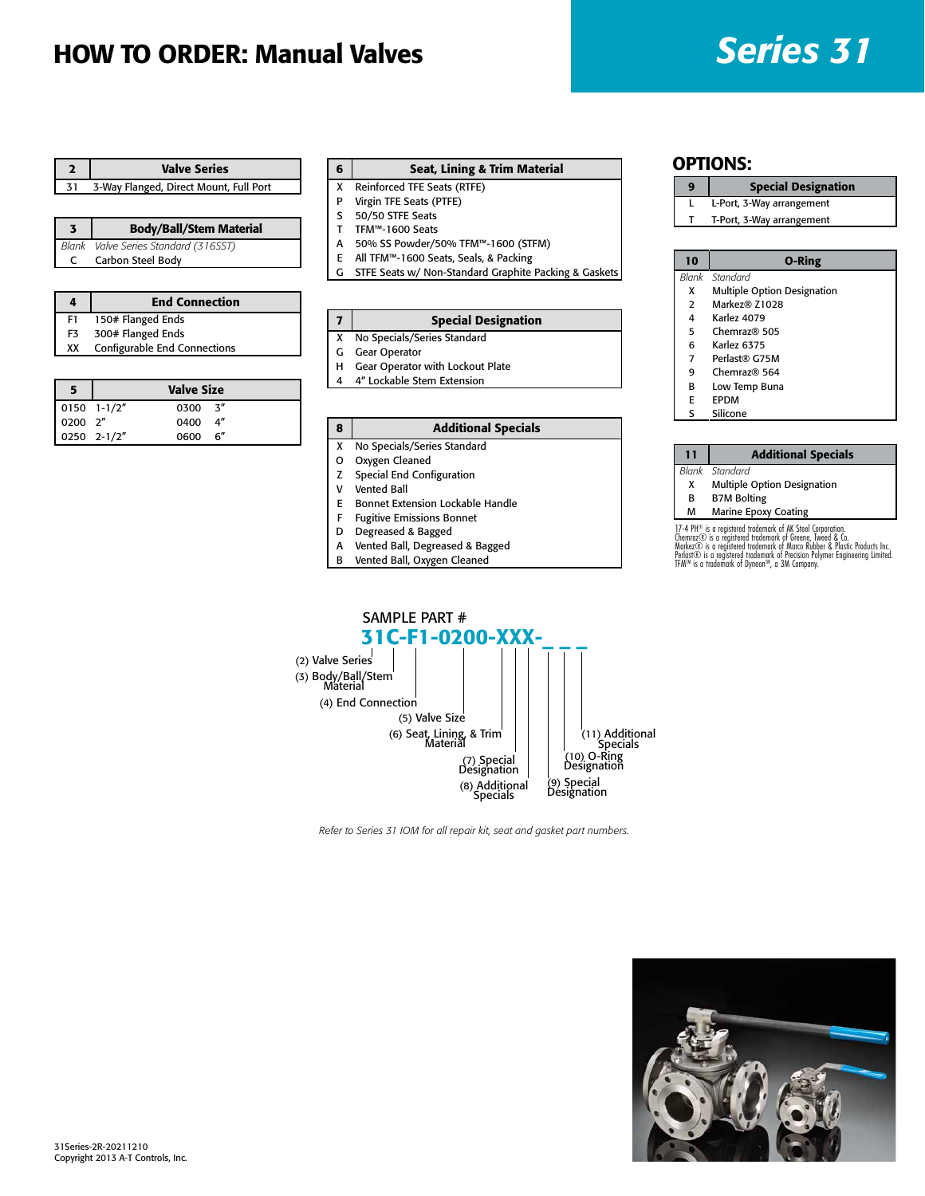# HOW TO ORDER: Manual Valves

## Series 31

| 2 | Valve Series |
|---|---|
| 31 | 3-Way Flanged, Direct Mount, Full Port |

| 3 | Body/Ball/Stem Material |
|---|---|
| *Blank* | *Valve Series Standard (316SST)* |
| C | Carbon Steel Body |

| 4 | End Connection |
|---|---|
| F1 | 150# Flanged Ends |
| F3 | 300# Flanged Ends |
| XX | Configurable End Connections |

| 5 | Valve Size | | |
|---|---|---|---|
| 0150 | 1-1/2" | 0300 | 3" |
| 0200 | 2" | 0400 | 4" |
| 0250 | 2-1/2" | 0600 | 6" |

| 6 | Seat, Lining & Trim Material |
|---|---|
| X | Reinforced TFE Seats (RTFE) |
| P | Virgin TFE Seats (PTFE) |
| S | 50/50 STFE Seats |
| T | TFM™-1600 Seats |
| A | 50% SS Powder/50% TFM™-1600 (STFM) |
| E | All TFM™-1600 Seats, Seals, & Packing |
| G | STFE Seats w/ Non-Standard Graphite Packing & Gaskets |

| 7 | Special Designation |
|---|---|
| X | No Specials/Series Standard |
| G | Gear Operator |
| H | Gear Operator with Lockout Plate |
| 4 | 4" Lockable Stem Extension |

| 8 | Additional Specials |
|---|---|
| X | No Specials/Series Standard |
| O | Oxygen Cleaned |
| Z | Special End Configuration |
| V | Vented Ball |
| E | Bonnet Extension Lockable Handle |
| F | Fugitive Emissions Bonnet |
| D | Degreased & Bagged |
| A | Vented Ball, Degreased & Bagged |
| B | Vented Ball, Oxygen Cleaned |

## OPTIONS:

| 9 | Special Designation |
|---|---|
| L | L-Port, 3-Way arrangement |
| T | T-Port, 3-Way arrangement |

| 10 | O-Ring |
|---|---|
| *Blank* | *Standard* |
| X | Multiple Option Designation |
| 2 | Markez® Z1028 |
| 4 | Karlez 4079 |
| 5 | Chemraz® 505 |
| 6 | Karlez 6375 |
| 7 | Perlast® G75M |
| 9 | Chemraz® 564 |
| B | Low Temp Buna |
| E | EPDM |
| S | Silicone |

| 11 | Additional Specials |
|---|---|
| *Blank* | *Standard* |
| X | Multiple Option Designation |
| B | B7M Bolting |
| M | Marine Epoxy Coating |

17-4 PH® is a registered trademark of AK Steel Corporation.
Chemraz® is a registered trademark of Greene, Tweed & Co.
Markez® is a registered trademark of Marco Rubber & Plastic Products Inc.
Perlast® is a registered trademark of Precision Polymer Engineering Limited.
TFM™ is a trademark of Dyneon™, a 3M Company.

SAMPLE PART #

**31C-F1-0200-XXX-_ _ _**

- (2) Valve Series
- (3) Body/Ball/Stem Material
- (4) End Connection
- (5) Valve Size
- (6) Seat, Lining, & Trim Material
- (7) Special Designation
- (8) Additional Specials
- (9) Special Designation
- (10) O-Ring Designation
- (11) Additional Specials

*Refer to Series 31 IOM for all repair kit, seat and gasket part numbers.*

31Series-2R-20211210
Copyright 2013 A-T Controls, Inc.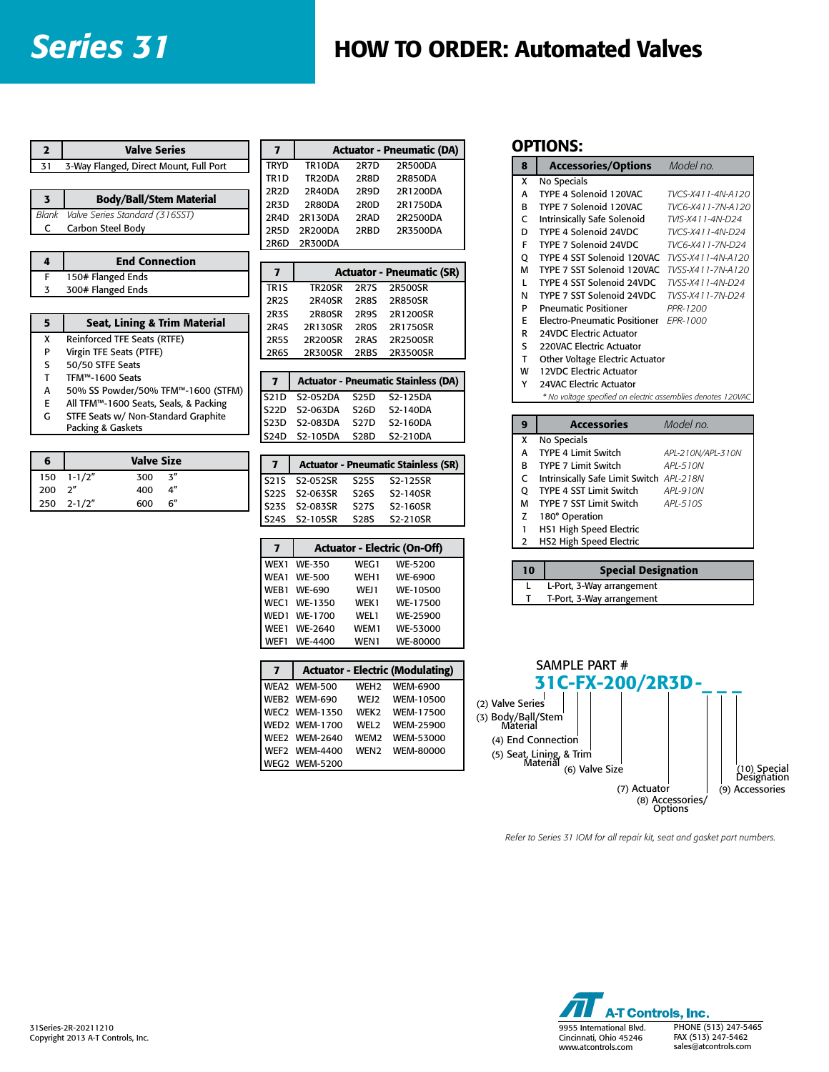# Series 31

# HOW TO ORDER: Automated Valves

| 2 | Valve Series |
|---|---|
| 31 | 3-Way Flanged, Direct Mount, Full Port |

| 3 | Body/Ball/Stem Material |
|---|---|
| *Blank* | *Valve Series Standard (316SST)* |
| C | Carbon Steel Body |

| 4 | End Connection |
|---|---|
| F | 150# Flanged Ends |
| 3 | 300# Flanged Ends |

| 5 | Seat, Lining & Trim Material |
|---|---|
| X | Reinforced TFE Seats (RTFE) |
| P | Virgin TFE Seats (PTFE) |
| S | 50/50 STFE Seats |
| T | TFM™-1600 Seats |
| A | 50% SS Powder/50% TFM™-1600 (STFM) |
| E | All TFM™-1600 Seats, Seals, & Packing |
| G | STFE Seats w/ Non-Standard Graphite Packing & Gaskets |

| 6 | Valve Size | | |
|---|---|---|---|
| 150 | 1-1/2″ | 300 | 3″ |
| 200 | 2″ | 400 | 4″ |
| 250 | 2-1/2″ | 600 | 6″ |

| 7 | Actuator - Pneumatic (DA) | | |
|---|---|---|---|
| TRYD | TR10DA | 2R7D | 2R500DA |
| TR1D | TR20DA | 2R8D | 2R850DA |
| 2R2D | 2R40DA | 2R9D | 2R1200DA |
| 2R3D | 2R80DA | 2R0D | 2R1750DA |
| 2R4D | 2R130DA | 2RAD | 2R2500DA |
| 2R5D | 2R200DA | 2RBD | 2R3500DA |
| 2R6D | 2R300DA | | |

| 7 | Actuator - Pneumatic (SR) | | |
|---|---|---|---|
| TR1S | TR20SR | 2R7S | 2R500SR |
| 2R2S | 2R40SR | 2R8S | 2R850SR |
| 2R3S | 2R80SR | 2R9S | 2R1200SR |
| 2R4S | 2R130SR | 2R0S | 2R1750SR |
| 2R5S | 2R200SR | 2RAS | 2R2500SR |
| 2R6S | 2R300SR | 2RBS | 2R3500SR |

| 7 | Actuator - Pneumatic Stainless (DA) | | |
|---|---|---|---|
| S21D | S2-052DA | S25D | S2-125DA |
| S22D | S2-063DA | S26D | S2-140DA |
| S23D | S2-083DA | S27D | S2-160DA |
| S24D | S2-105DA | S28D | S2-210DA |

| 7 | Actuator - Pneumatic Stainless (SR) | | |
|---|---|---|---|
| S21S | S2-052SR | S25S | S2-125SR |
| S22S | S2-063SR | S26S | S2-140SR |
| S23S | S2-083SR | S27S | S2-160SR |
| S24S | S2-105SR | S28S | S2-210SR |

| 7 | Actuator - Electric (On-Off) | | |
|---|---|---|---|
| WEX1 | WE-350 | WEG1 | WE-5200 |
| WEA1 | WE-500 | WEH1 | WE-6900 |
| WEB1 | WE-690 | WEJ1 | WE-10500 |
| WEC1 | WE-1350 | WEK1 | WE-17500 |
| WED1 | WE-1700 | WEL1 | WE-25900 |
| WEE1 | WE-2640 | WEM1 | WE-53000 |
| WEF1 | WE-4400 | WEN1 | WE-80000 |

| 7 | Actuator - Electric (Modulating) | | |
|---|---|---|---|
| WEA2 | WEM-500 | WEH2 | WEM-6900 |
| WEB2 | WEM-690 | WEJ2 | WEM-10500 |
| WEC2 | WEM-1350 | WEK2 | WEM-17500 |
| WED2 | WEM-1700 | WEL2 | WEM-25900 |
| WEE2 | WEM-2640 | WEM2 | WEM-53000 |
| WEF2 | WEM-4400 | WEN2 | WEM-80000 |
| WEG2 | WEM-5200 | | |

## OPTIONS:

| 8 | Accessories/Options | *Model no.* |
|---|---|---|
| X | No Specials | |
| A | TYPE 4 Solenoid 120VAC | *TVCS-X411-4N-A120* |
| B | TYPE 7 Solenoid 120VAC | *TVC6-X411-7N-A120* |
| C | Intrinsically Safe Solenoid | *TVIS-X411-4N-D24* |
| D | TYPE 4 Solenoid 24VDC | *TVCS-X411-4N-D24* |
| F | TYPE 7 Solenoid 24VDC | *TVC6-X411-7N-D24* |
| Q | TYPE 4 SST Solenoid 120VAC | *TVSS-X411-4N-A120* |
| M | TYPE 7 SST Solenoid 120VAC | *TVSS-X411-7N-A120* |
| L | TYPE 4 SST Solenoid 24VDC | *TVSS-X411-4N-D24* |
| N | TYPE 7 SST Solenoid 24VDC | *TVSS-X411-7N-D24* |
| P | Pneumatic Positioner | *PPR-1200* |
| E | Electro-Pneumatic Positioner | *EPR-1000* |
| R | 24VDC Electric Actuator | |
| S | 220VAC Electric Actuator | |
| T | Other Voltage Electric Actuator | |
| W | 12VDC Electric Actuator | |
| Y | 24VAC Electric Actuator | |

*\* No voltage specified on electric assemblies denotes 120VAC*

| 9 | Accessories | *Model no.* |
|---|---|---|
| X | No Specials | |
| A | TYPE 4 Limit Switch | *APL-210N/APL-310N* |
| B | TYPE 7 Limit Switch | *APL-510N* |
| C | Intrinsically Safe Limit Switch | *APL-218N* |
| Q | TYPE 4 SST Limit Switch | *APL-910N* |
| M | TYPE 7 SST Limit Switch | *APL-510S* |
| Z | 180° Operation | |
| 1 | HS1 High Speed Electric | |
| 2 | HS2 High Speed Electric | |

| 10 | Special Designation |
|---|---|
| L | L-Port, 3-Way arrangement |
| T | T-Port, 3-Way arrangement |

SAMPLE PART #

**31C-FX-200/2R3D-_ _ _**

(2) Valve Series
(3) Body/Ball/Stem Material
(4) End Connection
(5) Seat, Lining, & Trim Material
(6) Valve Size
(7) Actuator
(8) Accessories/Options
(9) Accessories
(10) Special Designation

*Refer to Series 31 IOM for all repair kit, seat and gasket part numbers.*

31Series-2R-20211210
Copyright 2013 A-T Controls, Inc.

A-T Controls, Inc.
9955 International Blvd.
Cincinnati, Ohio 45246
www.atcontrols.com
PHONE (513) 247-5465
FAX (513) 247-5462
sales@atcontrols.com